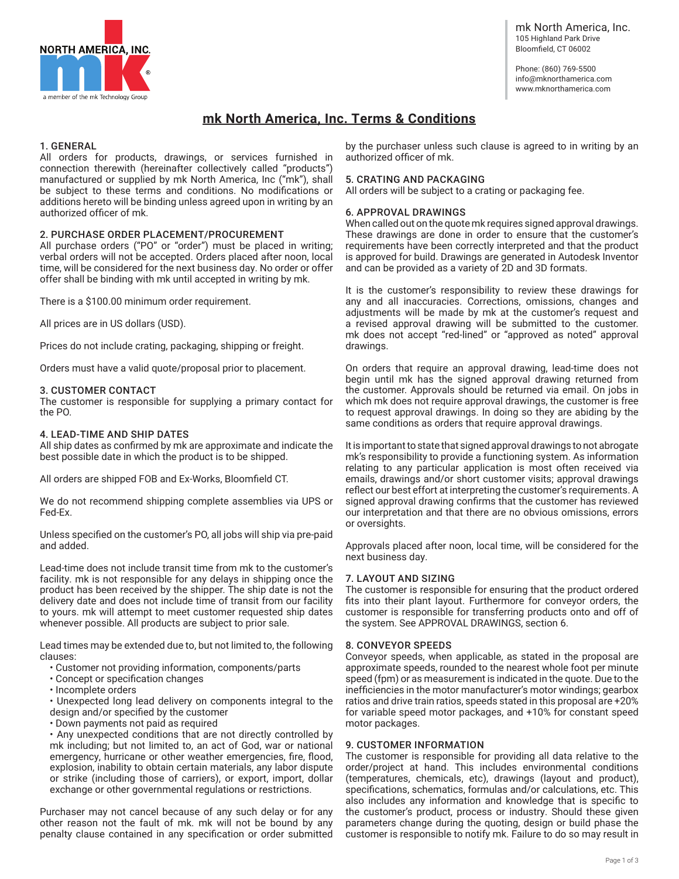mk North America, Inc.
105 Highland Park Drive
Bloomfield, CT 06002

Phone: (860) 769-5500
info@mknorthamerica.com
www.mknorthamerica.com

# mk North America, Inc. Terms & Conditions

## 1. GENERAL

All orders for products, drawings, or services furnished in connection therewith (hereinafter collectively called "products") manufactured or supplied by mk North America, Inc ("mk"), shall be subject to these terms and conditions. No modifications or additions hereto will be binding unless agreed upon in writing by an authorized officer of mk.

## 2. PURCHASE ORDER PLACEMENT/PROCUREMENT

All purchase orders ("PO" or "order") must be placed in writing; verbal orders will not be accepted. Orders placed after noon, local time, will be considered for the next business day. No order or offer shall be binding with mk until accepted in writing by mk.

There is a $100.00 minimum order requirement.

All prices are in US dollars (USD).

Prices do not include crating, packaging, shipping or freight.

Orders must have a valid quote/proposal prior to placement.

## 3. CUSTOMER CONTACT

The customer is responsible for supplying a primary contact for the PO.

## 4. LEAD-TIME AND SHIP DATES

All ship dates as confirmed by mk are approximate and indicate the best possible date in which the product is to be shipped.

All orders are shipped FOB and Ex-Works, Bloomfield CT.

We do not recommend shipping complete assemblies via UPS or Fed-Ex.

Unless specified on the customer's PO, all jobs will ship via pre-paid and added.

Lead-time does not include transit time from mk to the customer's facility. mk is not responsible for any delays in shipping once the product has been received by the shipper. The ship date is not the delivery date and does not include time of transit from our facility to yours. mk will attempt to meet customer requested ship dates whenever possible. All products are subject to prior sale.

Lead times may be extended due to, but not limited to, the following clauses:

- Customer not providing information, components/parts
- Concept or specification changes
- Incomplete orders
- Unexpected long lead delivery on components integral to the design and/or specified by the customer
- Down payments not paid as required
- Any unexpected conditions that are not directly controlled by mk including; but not limited to, an act of God, war or national emergency, hurricane or other weather emergencies, fire, flood, explosion, inability to obtain certain materials, any labor dispute or strike (including those of carriers), or export, import, dollar exchange or other governmental regulations or restrictions.

Purchaser may not cancel because of any such delay or for any other reason not the fault of mk. mk will not be bound by any penalty clause contained in any specification or order submitted by the purchaser unless such clause is agreed to in writing by an authorized officer of mk.

## 5. CRATING AND PACKAGING

All orders will be subject to a crating or packaging fee.

## 6. APPROVAL DRAWINGS

When called out on the quote mk requires signed approval drawings. These drawings are done in order to ensure that the customer's requirements have been correctly interpreted and that the product is approved for build. Drawings are generated in Autodesk Inventor and can be provided as a variety of 2D and 3D formats.

It is the customer's responsibility to review these drawings for any and all inaccuracies. Corrections, omissions, changes and adjustments will be made by mk at the customer's request and a revised approval drawing will be submitted to the customer. mk does not accept "red-lined" or "approved as noted" approval drawings.

On orders that require an approval drawing, lead-time does not begin until mk has the signed approval drawing returned from the customer. Approvals should be returned via email. On jobs in which mk does not require approval drawings, the customer is free to request approval drawings. In doing so they are abiding by the same conditions as orders that require approval drawings.

It is important to state that signed approval drawings to not abrogate mk's responsibility to provide a functioning system. As information relating to any particular application is most often received via emails, drawings and/or short customer visits; approval drawings reflect our best effort at interpreting the customer's requirements. A signed approval drawing confirms that the customer has reviewed our interpretation and that there are no obvious omissions, errors or oversights.

Approvals placed after noon, local time, will be considered for the next business day.

## 7. LAYOUT AND SIZING

The customer is responsible for ensuring that the product ordered fits into their plant layout. Furthermore for conveyor orders, the customer is responsible for transferring products onto and off of the system. See APPROVAL DRAWINGS, section 6.

## 8. CONVEYOR SPEEDS

Conveyor speeds, when applicable, as stated in the proposal are approximate speeds, rounded to the nearest whole foot per minute speed (fpm) or as measurement is indicated in the quote. Due to the inefficiencies in the motor manufacturer's motor windings; gearbox ratios and drive train ratios, speeds stated in this proposal are +20% for variable speed motor packages, and +10% for constant speed motor packages.

## 9. CUSTOMER INFORMATION

The customer is responsible for providing all data relative to the order/project at hand. This includes environmental conditions (temperatures, chemicals, etc), drawings (layout and product), specifications, schematics, formulas and/or calculations, etc. This also includes any information and knowledge that is specific to the customer's product, process or industry. Should these given parameters change during the quoting, design or build phase the customer is responsible to notify mk. Failure to do so may result in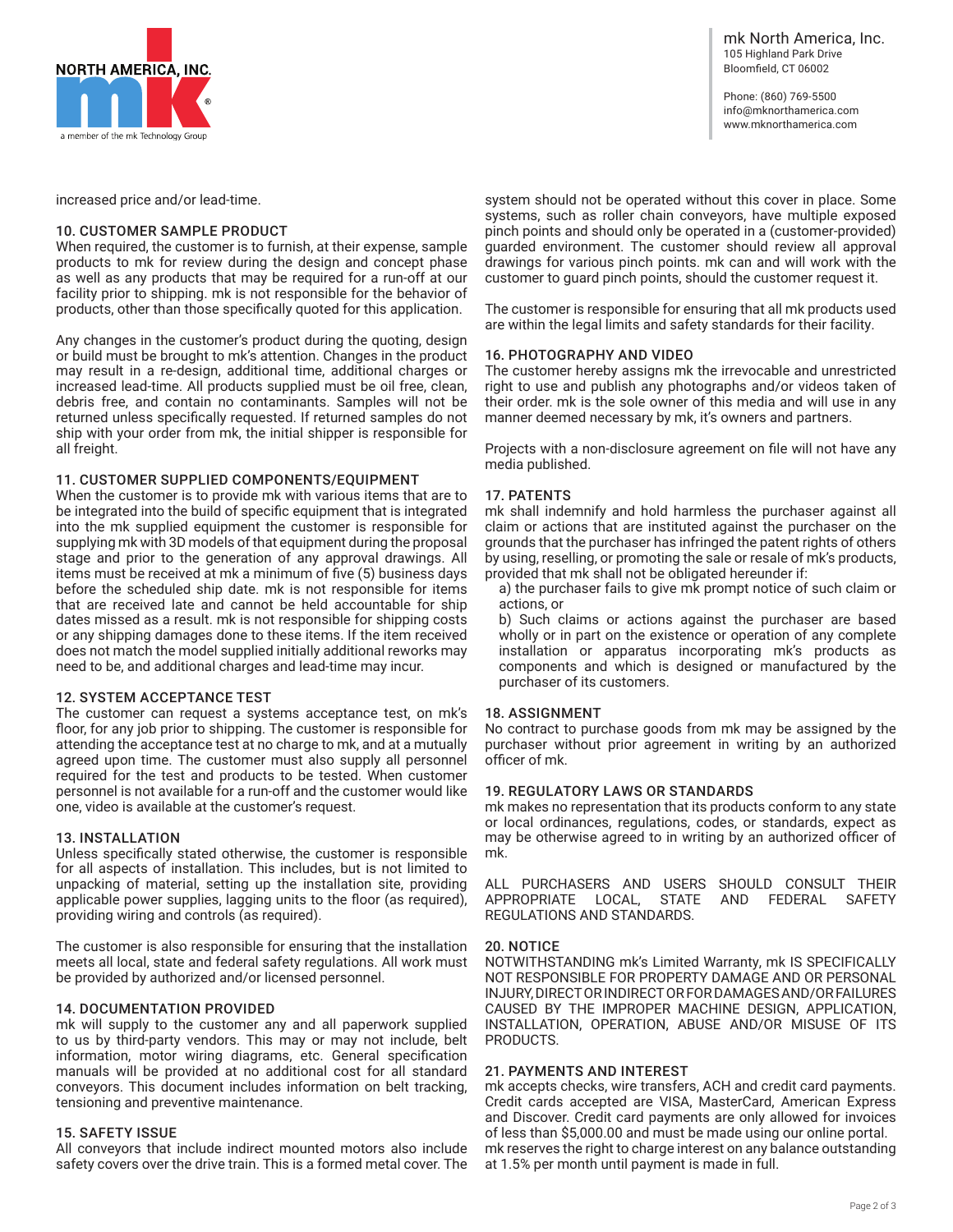increased price and/or lead-time.

## 10. CUSTOMER SAMPLE PRODUCT

When required, the customer is to furnish, at their expense, sample products to mk for review during the design and concept phase as well as any products that may be required for a run-off at our facility prior to shipping. mk is not responsible for the behavior of products, other than those specifically quoted for this application.

Any changes in the customer's product during the quoting, design or build must be brought to mk's attention. Changes in the product may result in a re-design, additional time, additional charges or increased lead-time. All products supplied must be oil free, clean, debris free, and contain no contaminants. Samples will not be returned unless specifically requested. If returned samples do not ship with your order from mk, the initial shipper is responsible for all freight.

## 11. CUSTOMER SUPPLIED COMPONENTS/EQUIPMENT

When the customer is to provide mk with various items that are to be integrated into the build of specific equipment that is integrated into the mk supplied equipment the customer is responsible for supplying mk with 3D models of that equipment during the proposal stage and prior to the generation of any approval drawings. All items must be received at mk a minimum of five (5) business days before the scheduled ship date. mk is not responsible for items that are received late and cannot be held accountable for ship dates missed as a result. mk is not responsible for shipping costs or any shipping damages done to these items. If the item received does not match the model supplied initially additional reworks may need to be, and additional charges and lead-time may incur.

## 12. SYSTEM ACCEPTANCE TEST

The customer can request a systems acceptance test, on mk's floor, for any job prior to shipping. The customer is responsible for attending the acceptance test at no charge to mk, and at a mutually agreed upon time. The customer must also supply all personnel required for the test and products to be tested. When customer personnel is not available for a run-off and the customer would like one, video is available at the customer's request.

## 13. INSTALLATION

Unless specifically stated otherwise, the customer is responsible for all aspects of installation. This includes, but is not limited to unpacking of material, setting up the installation site, providing applicable power supplies, lagging units to the floor (as required), providing wiring and controls (as required).

The customer is also responsible for ensuring that the installation meets all local, state and federal safety regulations. All work must be provided by authorized and/or licensed personnel.

## 14. DOCUMENTATION PROVIDED

mk will supply to the customer any and all paperwork supplied to us by third-party vendors. This may or may not include, belt information, motor wiring diagrams, etc. General specification manuals will be provided at no additional cost for all standard conveyors. This document includes information on belt tracking, tensioning and preventive maintenance.

## 15. SAFETY ISSUE

All conveyors that include indirect mounted motors also include safety covers over the drive train. This is a formed metal cover. The system should not be operated without this cover in place. Some systems, such as roller chain conveyors, have multiple exposed pinch points and should only be operated in a (customer-provided) guarded environment. The customer should review all approval drawings for various pinch points. mk can and will work with the customer to guard pinch points, should the customer request it.

The customer is responsible for ensuring that all mk products used are within the legal limits and safety standards for their facility.

## 16. PHOTOGRAPHY AND VIDEO

The customer hereby assigns mk the irrevocable and unrestricted right to use and publish any photographs and/or videos taken of their order. mk is the sole owner of this media and will use in any manner deemed necessary by mk, it's owners and partners.

Projects with a non-disclosure agreement on file will not have any media published.

## 17. PATENTS

mk shall indemnify and hold harmless the purchaser against all claim or actions that are instituted against the purchaser on the grounds that the purchaser has infringed the patent rights of others by using, reselling, or promoting the sale or resale of mk's products, provided that mk shall not be obligated hereunder if:

a) the purchaser fails to give mk prompt notice of such claim or actions, or

b) Such claims or actions against the purchaser are based wholly or in part on the existence or operation of any complete installation or apparatus incorporating mk's products as components and which is designed or manufactured by the purchaser of its customers.

## 18. ASSIGNMENT

No contract to purchase goods from mk may be assigned by the purchaser without prior agreement in writing by an authorized officer of mk.

## 19. REGULATORY LAWS OR STANDARDS

mk makes no representation that its products conform to any state or local ordinances, regulations, codes, or standards, expect as may be otherwise agreed to in writing by an authorized officer of mk.

ALL PURCHASERS AND USERS SHOULD CONSULT THEIR APPROPRIATE LOCAL, STATE AND FEDERAL SAFETY REGULATIONS AND STANDARDS.

## 20. NOTICE

NOTWITHSTANDING mk's Limited Warranty, mk IS SPECIFICALLY NOT RESPONSIBLE FOR PROPERTY DAMAGE AND OR PERSONAL INJURY, DIRECT OR INDIRECT OR FOR DAMAGES AND/OR FAILURES CAUSED BY THE IMPROPER MACHINE DESIGN, APPLICATION, INSTALLATION, OPERATION, ABUSE AND/OR MISUSE OF ITS PRODUCTS.

## 21. PAYMENTS AND INTEREST

mk accepts checks, wire transfers, ACH and credit card payments. Credit cards accepted are VISA, MasterCard, American Express and Discover. Credit card payments are only allowed for invoices of less than $5,000.00 and must be made using our online portal. mk reserves the right to charge interest on any balance outstanding at 1.5% per month until payment is made in full.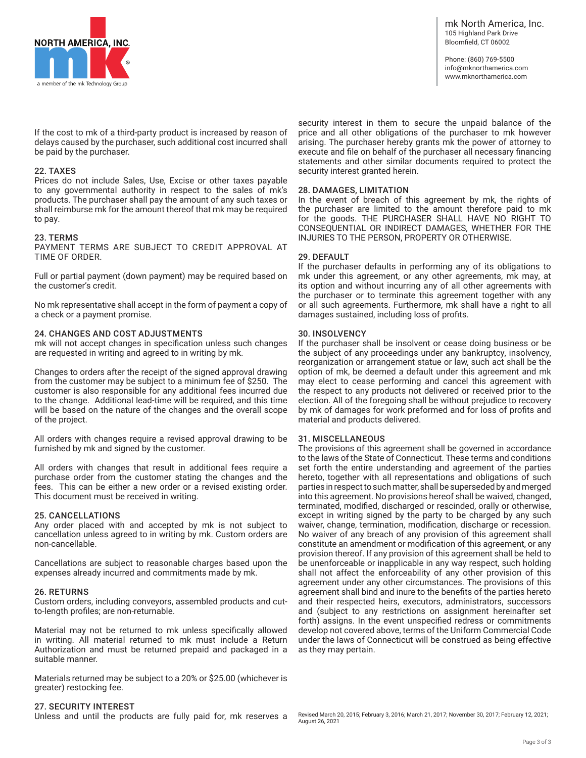If the cost to mk of a third-party product is increased by reason of delays caused by the purchaser, such additional cost incurred shall be paid by the purchaser.

## 22. TAXES

Prices do not include Sales, Use, Excise or other taxes payable to any governmental authority in respect to the sales of mk's products. The purchaser shall pay the amount of any such taxes or shall reimburse mk for the amount thereof that mk may be required to pay.

## 23. TERMS

PAYMENT TERMS ARE SUBJECT TO CREDIT APPROVAL AT TIME OF ORDER.

Full or partial payment (down payment) may be required based on the customer's credit.

No mk representative shall accept in the form of payment a copy of a check or a payment promise.

## 24. CHANGES AND COST ADJUSTMENTS

mk will not accept changes in specification unless such changes are requested in writing and agreed to in writing by mk.

Changes to orders after the receipt of the signed approval drawing from the customer may be subject to a minimum fee of $250. The customer is also responsible for any additional fees incurred due to the change. Additional lead-time will be required, and this time will be based on the nature of the changes and the overall scope of the project.

All orders with changes require a revised approval drawing to be furnished by mk and signed by the customer.

All orders with changes that result in additional fees require a purchase order from the customer stating the changes and the fees. This can be either a new order or a revised existing order. This document must be received in writing.

## 25. CANCELLATIONS

Any order placed with and accepted by mk is not subject to cancellation unless agreed to in writing by mk. Custom orders are non-cancellable.

Cancellations are subject to reasonable charges based upon the expenses already incurred and commitments made by mk.

## 26. RETURNS

Custom orders, including conveyors, assembled products and cut-to-length profiles; are non-returnable.

Material may not be returned to mk unless specifically allowed in writing. All material returned to mk must include a Return Authorization and must be returned prepaid and packaged in a suitable manner.

Materials returned may be subject to a 20% or $25.00 (whichever is greater) restocking fee.

## 27. SECURITY INTEREST

Unless and until the products are fully paid for, mk reserves a security interest in them to secure the unpaid balance of the price and all other obligations of the purchaser to mk however arising. The purchaser hereby grants mk the power of attorney to execute and file on behalf of the purchaser all necessary financing statements and other similar documents required to protect the security interest granted herein.

## 28. DAMAGES, LIMITATION

In the event of breach of this agreement by mk, the rights of the purchaser are limited to the amount therefore paid to mk for the goods. THE PURCHASER SHALL HAVE NO RIGHT TO CONSEQUENTIAL OR INDIRECT DAMAGES, WHETHER FOR THE INJURIES TO THE PERSON, PROPERTY OR OTHERWISE.

## 29. DEFAULT

If the purchaser defaults in performing any of its obligations to mk under this agreement, or any other agreements, mk may, at its option and without incurring any of all other agreements with the purchaser or to terminate this agreement together with any or all such agreements. Furthermore, mk shall have a right to all damages sustained, including loss of profits.

## 30. INSOLVENCY

If the purchaser shall be insolvent or cease doing business or be the subject of any proceedings under any bankruptcy, insolvency, reorganization or arrangement statue or law, such act shall be the option of mk, be deemed a default under this agreement and mk may elect to cease performing and cancel this agreement with the respect to any products not delivered or received prior to the election. All of the foregoing shall be without prejudice to recovery by mk of damages for work preformed and for loss of profits and material and products delivered.

## 31. MISCELLANEOUS

The provisions of this agreement shall be governed in accordance to the laws of the State of Connecticut. These terms and conditions set forth the entire understanding and agreement of the parties hereto, together with all representations and obligations of such parties in respect to such matter, shall be superseded by and merged into this agreement. No provisions hereof shall be waived, changed, terminated, modified, discharged or rescinded, orally or otherwise, except in writing signed by the party to be charged by any such waiver, change, termination, modification, discharge or recession. No waiver of any breach of any provision of this agreement shall constitute an amendment or modification of this agreement, or any provision thereof. If any provision of this agreement shall be held to be unenforceable or inapplicable in any way respect, such holding shall not affect the enforceability of any other provision of this agreement under any other circumstances. The provisions of this agreement shall bind and inure to the benefits of the parties hereto and their respected heirs, executors, administrators, successors and (subject to any restrictions on assignment hereinafter set forth) assigns. In the event unspecified redress or commitments develop not covered above, terms of the Uniform Commercial Code under the laws of Connecticut will be construed as being effective as they may pertain.

Revised March 20, 2015; February 3, 2016; March 21, 2017; November 30, 2017; February 12, 2021; August 26, 2021